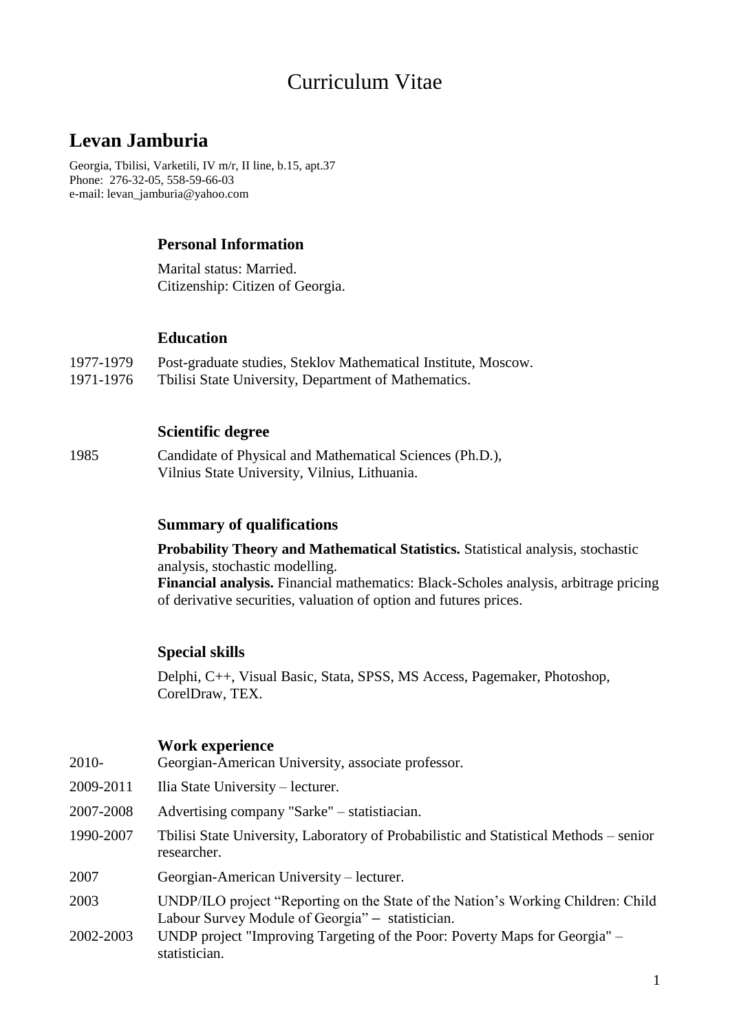# Curriculum Vitae

## Levan Jamburia

Georgia, Tbilisi, Varketili, IV m/r, II line, b.15, apt.37
Phone: 276-32-05, 558-59-66-03
e-mail: levan_jamburia@yahoo.com

### Personal Information

Marital status: Married.
Citizenship: Citizen of Georgia.

### Education

1977-1979 Post-graduate studies, Steklov Mathematical Institute, Moscow.
1971-1976 Tbilisi State University, Department of Mathematics.

### Scientific degree

1985 Candidate of Physical and Mathematical Sciences (Ph.D.), Vilnius State University, Vilnius, Lithuania.

### Summary of qualifications

**Probability Theory and Mathematical Statistics.** Statistical analysis, stochastic analysis, stochastic modelling.
**Financial analysis.** Financial mathematics: Black-Scholes analysis, arbitrage pricing of derivative securities, valuation of option and futures prices.

### Special skills

Delphi, C++, Visual Basic, Stata, SPSS, MS Access, Pagemaker, Photoshop, CorelDraw, TEX.

### Work experience

2010- Georgian-American University, associate professor.

2009-2011 Ilia State University – lecturer.

2007-2008 Advertising company "Sarke" – statistiacian.

1990-2007 Tbilisi State University, Laboratory of Probabilistic and Statistical Methods – senior researcher.

2007 Georgian-American University – lecturer.

2003 UNDP/ILO project "Reporting on the State of the Nation's Working Children: Child Labour Survey Module of Georgia" – statistician.

2002-2003 UNDP project "Improving Targeting of the Poor: Poverty Maps for Georgia" – statistician.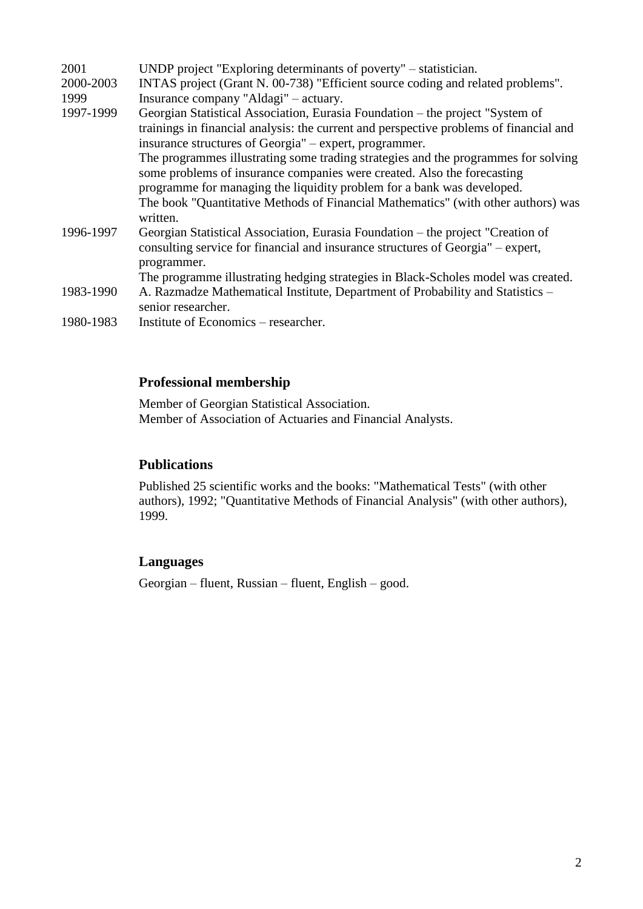| | |
|---|---|
| 2001 | UNDP project "Exploring determinants of poverty" – statistician. |
| 2000-2003 | INTAS project (Grant N. 00-738) "Efficient source coding and related problems". |
| 1999 | Insurance company "Aldagi" – actuary. |
| 1997-1999 | Georgian Statistical Association, Eurasia Foundation – the project "System of trainings in financial analysis: the current and perspective problems of financial and insurance structures of Georgia" – expert, programmer. The programmes illustrating some trading strategies and the programmes for solving some problems of insurance companies were created. Also the forecasting programme for managing the liquidity problem for a bank was developed. The book "Quantitative Methods of Financial Mathematics" (with other authors) was written. |
| 1996-1997 | Georgian Statistical Association, Eurasia Foundation – the project "Creation of consulting service for financial and insurance structures of Georgia" – expert, programmer. The programme illustrating hedging strategies in Black-Scholes model was created. |
| 1983-1990 | A. Razmadze Mathematical Institute, Department of Probability and Statistics – senior researcher. |
| 1980-1983 | Institute of Economics – researcher. |

## Professional membership

Member of Georgian Statistical Association.
Member of Association of Actuaries and Financial Analysts.

## Publications

Published 25 scientific works and the books: "Mathematical Tests" (with other authors), 1992; "Quantitative Methods of Financial Analysis" (with other authors), 1999.

## Languages

Georgian – fluent, Russian – fluent, English – good.